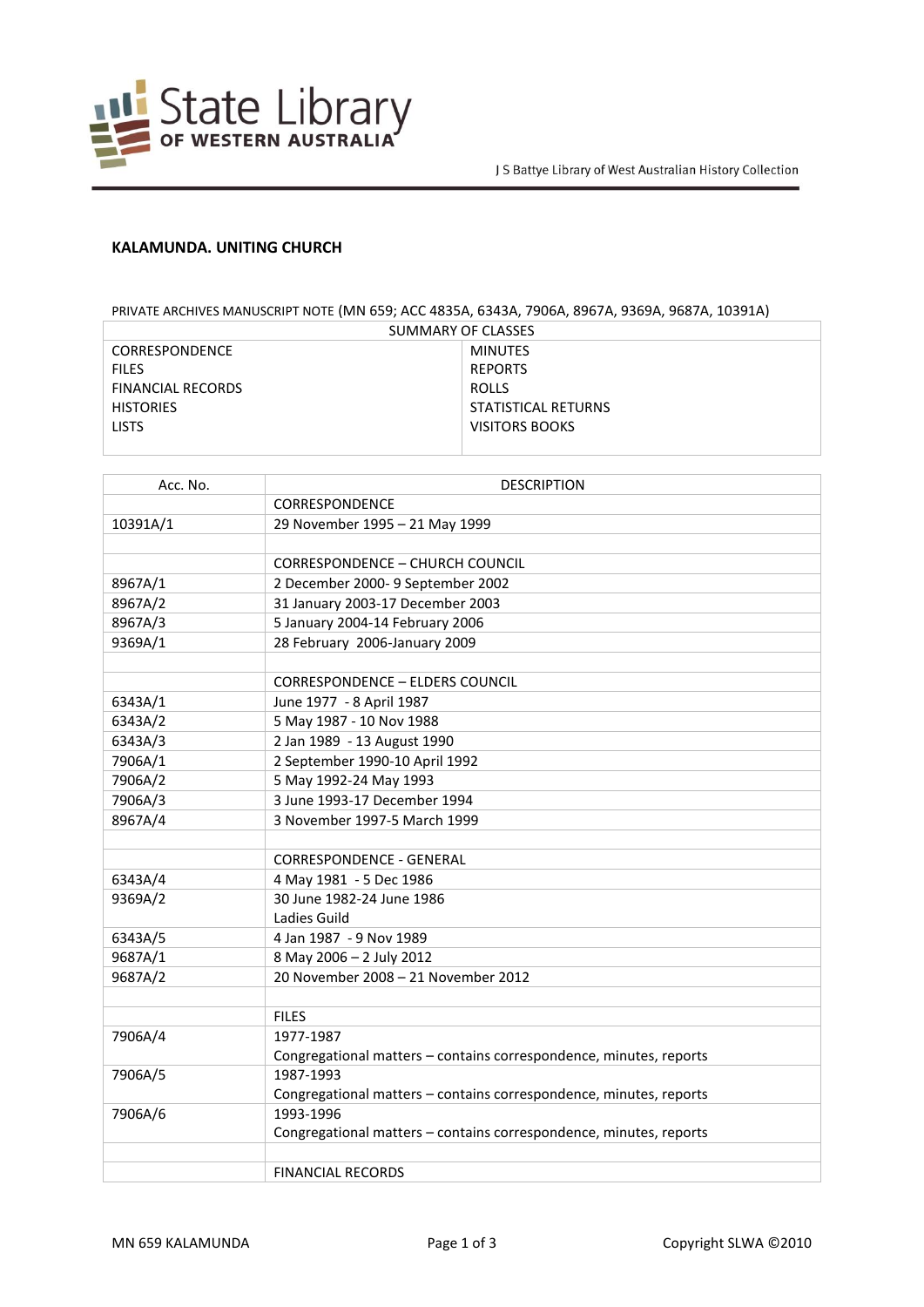J S Battye Library of West Australian History Collection

# KALAMUNDA. UNITING CHURCH

PRIVATE ARCHIVES MANUSCRIPT NOTE (MN 659; ACC 4835A, 6343A, 7906A, 8967A, 9369A, 9687A, 10391A)

| SUMMARY OF CLASSES | |
|---|---|
| CORRESPONDENCE | MINUTES |
| FILES | REPORTS |
| FINANCIAL RECORDS | ROLLS |
| HISTORIES | STATISTICAL RETURNS |
| LISTS | VISITORS BOOKS |

| Acc. No. | DESCRIPTION |
|---|---|
| | CORRESPONDENCE |
| 10391A/1 | 29 November 1995 – 21 May 1999 |
| | |
| | CORRESPONDENCE – CHURCH COUNCIL |
| 8967A/1 | 2 December 2000- 9 September 2002 |
| 8967A/2 | 31 January 2003-17 December 2003 |
| 8967A/3 | 5 January 2004-14 February 2006 |
| 9369A/1 | 28 February 2006-January 2009 |
| | |
| | CORRESPONDENCE – ELDERS COUNCIL |
| 6343A/1 | June 1977 - 8 April 1987 |
| 6343A/2 | 5 May 1987 - 10 Nov 1988 |
| 6343A/3 | 2 Jan 1989 - 13 August 1990 |
| 7906A/1 | 2 September 1990-10 April 1992 |
| 7906A/2 | 5 May 1992-24 May 1993 |
| 7906A/3 | 3 June 1993-17 December 1994 |
| 8967A/4 | 3 November 1997-5 March 1999 |
| | |
| | CORRESPONDENCE - GENERAL |
| 6343A/4 | 4 May 1981 - 5 Dec 1986 |
| 9369A/2 | 30 June 1982-24 June 1986<br>Ladies Guild |
| 6343A/5 | 4 Jan 1987 - 9 Nov 1989 |
| 9687A/1 | 8 May 2006 – 2 July 2012 |
| 9687A/2 | 20 November 2008 – 21 November 2012 |
| | |
| | FILES |
| 7906A/4 | 1977-1987<br>Congregational matters – contains correspondence, minutes, reports |
| 7906A/5 | 1987-1993<br>Congregational matters – contains correspondence, minutes, reports |
| 7906A/6 | 1993-1996<br>Congregational matters – contains correspondence, minutes, reports |
| | |
| | FINANCIAL RECORDS |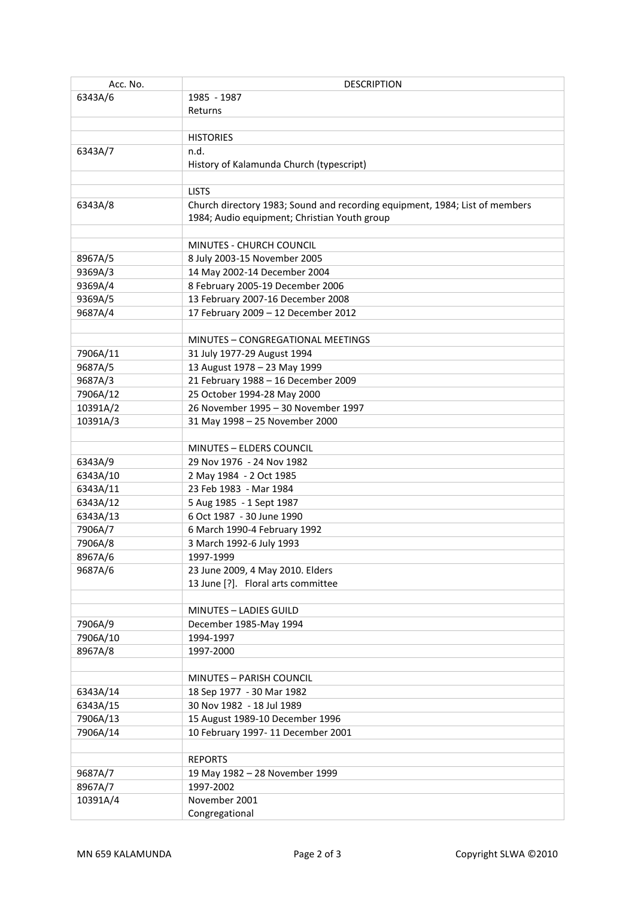| Acc. No. | DESCRIPTION |
|---|---|
| 6343A/6 | 1985 - 1987<br>Returns |
| | |
| | HISTORIES |
| 6343A/7 | n.d.<br>History of Kalamunda Church (typescript) |
| | |
| | LISTS |
| 6343A/8 | Church directory 1983; Sound and recording equipment, 1984; List of members 1984; Audio equipment; Christian Youth group |
| | |
| | MINUTES - CHURCH COUNCIL |
| 8967A/5 | 8 July 2003-15 November 2005 |
| 9369A/3 | 14 May 2002-14 December 2004 |
| 9369A/4 | 8 February 2005-19 December 2006 |
| 9369A/5 | 13 February 2007-16 December 2008 |
| 9687A/4 | 17 February 2009 – 12 December 2012 |
| | |
| | MINUTES – CONGREGATIONAL MEETINGS |
| 7906A/11 | 31 July 1977-29 August 1994 |
| 9687A/5 | 13 August 1978 – 23 May 1999 |
| 9687A/3 | 21 February 1988 – 16 December 2009 |
| 7906A/12 | 25 October 1994-28 May 2000 |
| 10391A/2 | 26 November 1995 – 30 November 1997 |
| 10391A/3 | 31 May 1998 – 25 November 2000 |
| | |
| | MINUTES – ELDERS COUNCIL |
| 6343A/9 | 29 Nov 1976 - 24 Nov 1982 |
| 6343A/10 | 2 May 1984 - 2 Oct 1985 |
| 6343A/11 | 23 Feb 1983 - Mar 1984 |
| 6343A/12 | 5 Aug 1985 - 1 Sept 1987 |
| 6343A/13 | 6 Oct 1987 - 30 June 1990 |
| 7906A/7 | 6 March 1990-4 February 1992 |
| 7906A/8 | 3 March 1992-6 July 1993 |
| 8967A/6 | 1997-1999 |
| 9687A/6 | 23 June 2009, 4 May 2010. Elders<br>13 June [?]. Floral arts committee |
| | |
| | MINUTES – LADIES GUILD |
| 7906A/9 | December 1985-May 1994 |
| 7906A/10 | 1994-1997 |
| 8967A/8 | 1997-2000 |
| | |
| | MINUTES – PARISH COUNCIL |
| 6343A/14 | 18 Sep 1977 - 30 Mar 1982 |
| 6343A/15 | 30 Nov 1982 - 18 Jul 1989 |
| 7906A/13 | 15 August 1989-10 December 1996 |
| 7906A/14 | 10 February 1997- 11 December 2001 |
| | |
| | REPORTS |
| 9687A/7 | 19 May 1982 – 28 November 1999 |
| 8967A/7 | 1997-2002 |
| 10391A/4 | November 2001<br>Congregational |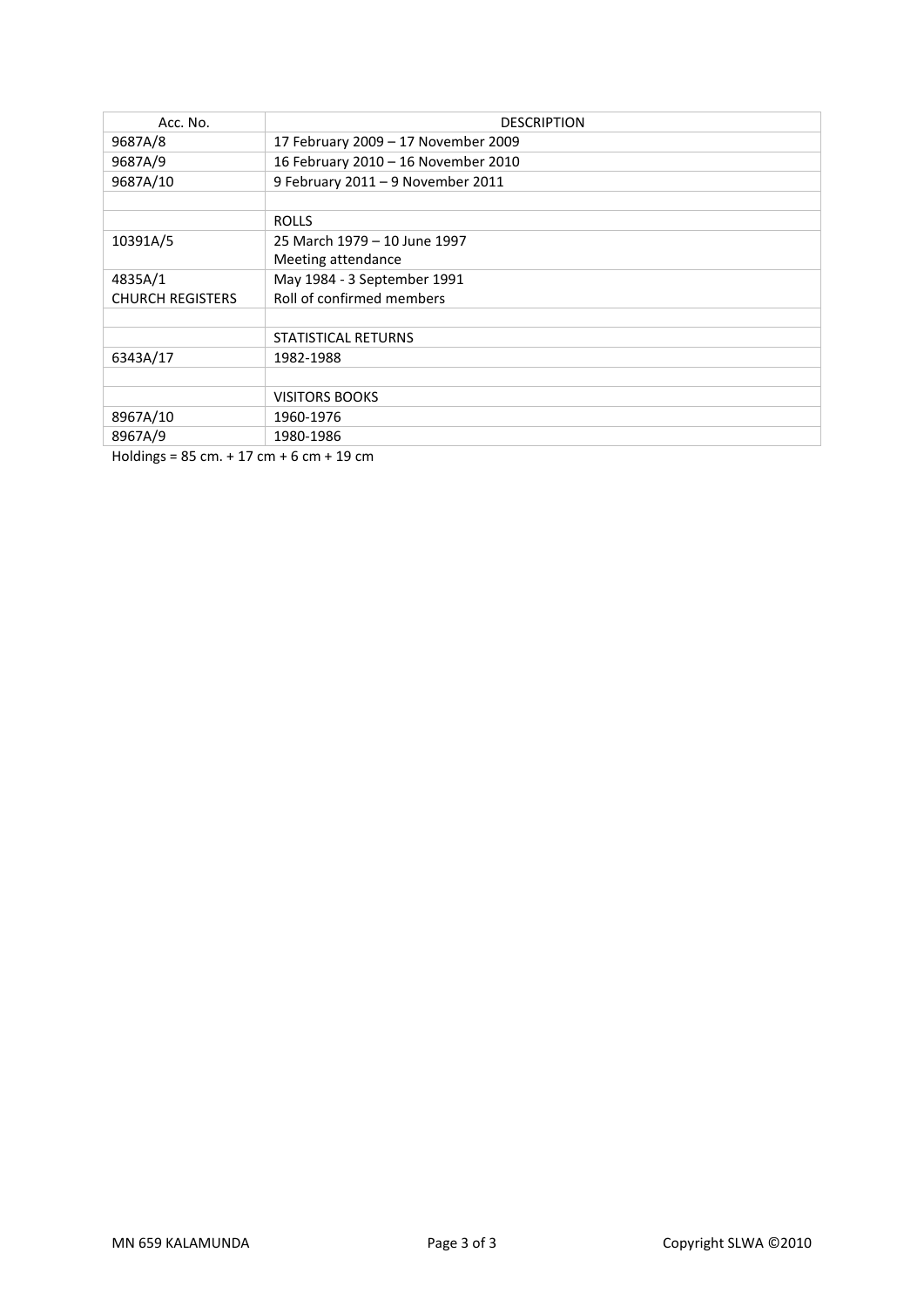| Acc. No. | DESCRIPTION |
|---|---|
| 9687A/8 | 17 February 2009 – 17 November 2009 |
| 9687A/9 | 16 February 2010 – 16 November 2010 |
| 9687A/10 | 9 February 2011 – 9 November 2011 |
| | |
| | ROLLS |
| 10391A/5 | 25 March 1979 – 10 June 1997<br>Meeting attendance |
| 4835A/1<br>CHURCH REGISTERS | May 1984 - 3 September 1991<br>Roll of confirmed members |
| | |
| | STATISTICAL RETURNS |
| 6343A/17 | 1982-1988 |
| | |
| | VISITORS BOOKS |
| 8967A/10 | 1960-1976 |
| 8967A/9 | 1980-1986 |

Holdings = 85 cm. + 17 cm + 6 cm + 19 cm